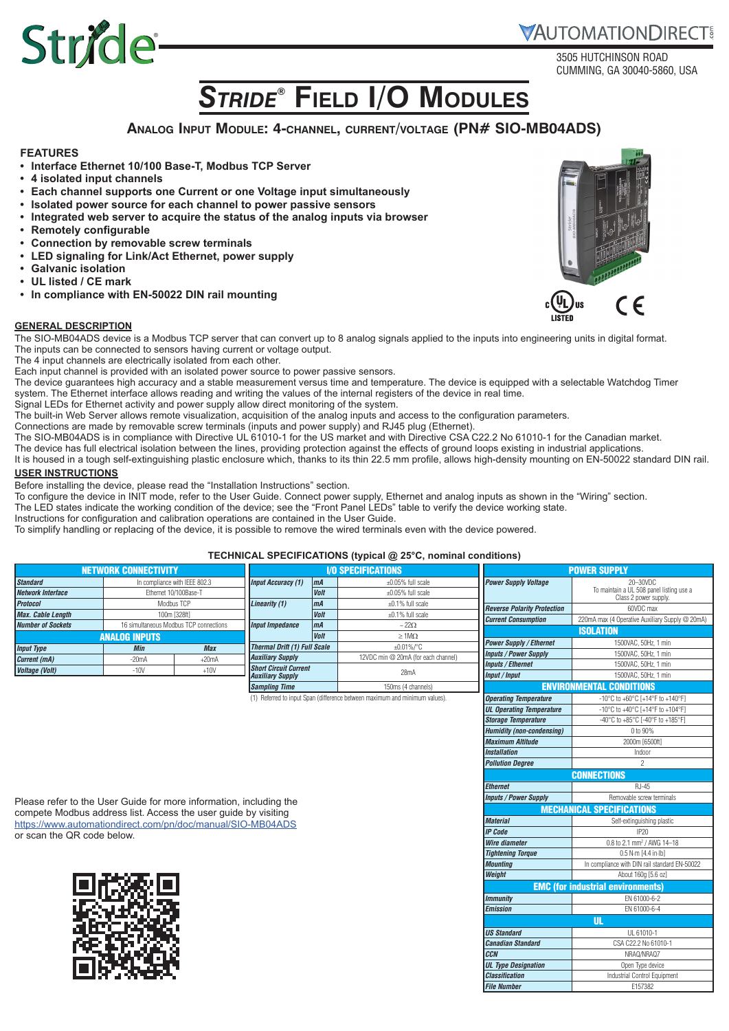Stride

AUTOMATIONDIRECT

3505 HUTCHINSON ROAD
CUMMING, GA 30040-5860, USA

# STRIDE® FIELD I/O MODULES

## ANALOG INPUT MODULE: 4-CHANNEL, CURRENT/VOLTAGE (PN# SIO-MB04ADS)

### FEATURES

- **Interface Ethernet 10/100 Base-T, Modbus TCP Server**
- **4 isolated input channels**
- **Each channel supports one Current or one Voltage input simultaneously**
- **Isolated power source for each channel to power passive sensors**
- **Integrated web server to acquire the status of the analog inputs via browser**
- **Remotely configurable**
- **Connection by removable screw terminals**
- **LED signaling for Link/Act Ethernet, power supply**
- **Galvanic isolation**
- **UL listed / CE mark**
- **In compliance with EN-50022 DIN rail mounting**

### GENERAL DESCRIPTION

The SIO-MB04ADS device is a Modbus TCP server that can convert up to 8 analog signals applied to the inputs into engineering units in digital format.
The inputs can be connected to sensors having current or voltage output.
The 4 input channels are electrically isolated from each other.
Each input channel is provided with an isolated power source to power passive sensors.
The device guarantees high accuracy and a stable measurement versus time and temperature. The device is equipped with a selectable Watchdog Timer system. The Ethernet interface allows reading and writing the values of the internal registers of the device in real time.
Signal LEDs for Ethernet activity and power supply allow direct monitoring of the system.
The built-in Web Server allows remote visualization, acquisition of the analog inputs and access to the configuration parameters.
Connections are made by removable screw terminals (inputs and power supply) and RJ45 plug (Ethernet).
The SIO-MB04ADS is in compliance with Directive UL 61010-1 for the US market and with Directive CSA C22.2 No 61010-1 for the Canadian market.
The device has full electrical isolation between the lines, providing protection against the effects of ground loops existing in industrial applications.
It is housed in a tough self-extinguishing plastic enclosure which, thanks to its thin 22.5 mm profile, allows high-density mounting on EN-50022 standard DIN rail.

### USER INSTRUCTIONS

Before installing the device, please read the “Installation Instructions” section.
To configure the device in INIT mode, refer to the User Guide. Connect power supply, Ethernet and analog inputs as shown in the “Wiring” section.
The LED states indicate the working condition of the device; see the “Front Panel LEDs” table to verify the device working state.
Instructions for configuration and calibration operations are contained in the User Guide.
To simplify handling or replacing of the device, it is possible to remove the wired terminals even with the device powered.

### TECHNICAL SPECIFICATIONS (typical @ 25°C, nominal conditions)

| NETWORK CONNECTIVITY | | |
|---|---|---|
| *Standard* | In compliance with IEEE 802.3 | |
| *Network Interface* | Ethernet 10/100Base-T | |
| *Protocol* | Modbus TCP | |
| *Max. Cable Length* | 100m [328ft] | |
| *Number of Sockets* | 16 simultaneous Modbus TCP connections | |
| **ANALOG INPUTS** | | |
| *Input Type* | *Min* | *Max* |
| *Current (mA)* | -20mA | +20mA |
| *Voltage (Volt)* | -10V | +10V |

| I/O SPECIFICATIONS | | |
|---|---|---|
| *Input Accuracy (1)* | *mA* | ±0.05% full scale |
| | *Volt* | ±0.05% full scale |
| *Linearity (1)* | *mA* | ±0.1% full scale |
| | *Volt* | ±0.1% full scale |
| *Input Impedance* | *mA* | ~ 22Ω |
| | *Volt* | ≥ 1MΩ |
| *Thermal Drift (1) Full Scale* | | ±0.01%/°C |
| *Auxiliary Supply* | | 12VDC min @ 20mA (for each channel) |
| *Short Circuit Current Auxiliary Supply* | | 28mA |
| *Sampling Time* | | 150ms (4 channels) |

(1) Referred to input Span (difference between maximum and minimum values).

| POWER SUPPLY | |
|---|---|
| *Power Supply Voltage* | 20–30VDC To maintain a UL 508 panel listing use a Class 2 power supply. |
| *Reverse Polarity Protection* | 60VDC max |
| *Current Consumption* | 220mA max (4 Operative Auxiliary Supply @ 20mA) |
| **ISOLATION** | |
| *Power Supply / Ethernet* | 1500VAC, 50Hz, 1 min |
| *Inputs / Power Supply* | 1500VAC, 50Hz, 1 min |
| *Inputs / Ethernet* | 1500VAC, 50Hz, 1 min |
| *Input / Input* | 1500VAC, 50Hz, 1 min |
| **ENVIRONMENTAL CONDITIONS** | |
| *Operating Temperature* | -10°C to +60°C [+14°F to +140°F] |
| *UL Operating Temperature* | -10°C to +40°C [+14°F to +104°F] |
| *Storage Temperature* | -40°C to +85°C [-40°F to +185°F] |
| *Humidity (non-condensing)* | 0 to 90% |
| *Maximum Altitude* | 2000m [6500ft] |
| *Installation* | Indoor |
| *Pollution Degree* | 2 |
| **CONNECTIONS** | |
| *Ethernet* | RJ-45 |
| *Inputs / Power Supply* | Removable screw terminals |
| **MECHANICAL SPECIFICATIONS** | |
| *Material* | Self-extinguishing plastic |
| *IP Code* | IP20 |
| *Wire diameter* | 0.8 to 2.1 mm² / AWG 14–18 |
| *Tightening Torque* | 0.5 N·m [4.4 in·lb] |
| *Mounting* | In compliance with DIN rail standard EN-50022 |
| *Weight* | About 160g [5.6 oz] |
| **EMC (for industrial environments)** | |
| *Immunity* | EN 61000-6-2 |
| *Emission* | EN 61000-6-4 |
| **UL** | |
| *US Standard* | UL 61010-1 |
| *Canadian Standard* | CSA C22.2 No 61010-1 |
| *CCN* | NRAQ/NRAQ7 |
| *UL Type Designation* | Open Type device |
| *Classification* | Industrial Control Equipment |
| *File Number* | E157382 |

Please refer to the User Guide for more information, including the compete Modbus address list. Access the user guide by visiting https://www.automationdirect.com/pn/doc/manual/SIO-MB04ADS or scan the QR code below.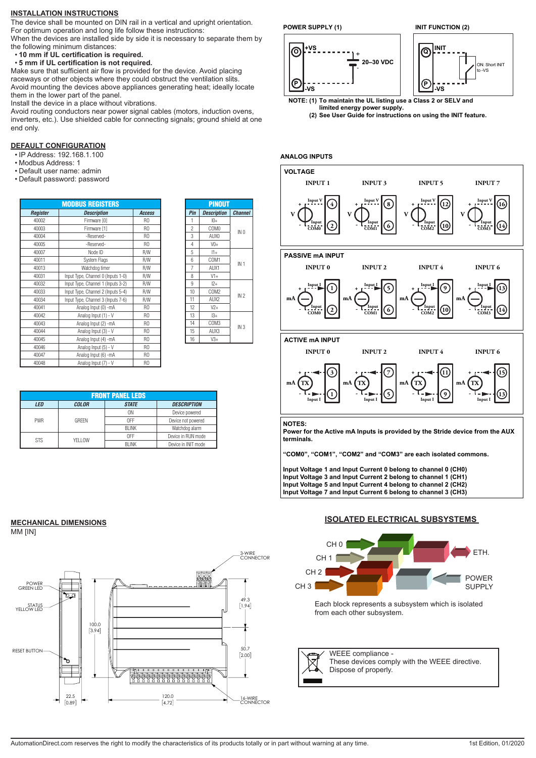## INSTALLATION INSTRUCTIONS

The device shall be mounted on DIN rail in a vertical and upright orientation. For optimum operation and long life follow these instructions:
When the devices are installed side by side it is necessary to separate them by the following minimum distances:

- **10 mm if UL certification is required.**
- **5 mm if UL certification is not required.**

Make sure that sufficient air flow is provided for the device. Avoid placing raceways or other objects where they could obstruct the ventilation slits. Avoid mounting the devices above appliances generating heat; ideally locate them in the lower part of the panel.
Install the device in a place without vibrations.
Avoid routing conductors near power signal cables (motors, induction ovens, inverters, etc.). Use shielded cable for connecting signals; ground shield at one end only.

## DEFAULT CONFIGURATION

- IP Address: 192.168.1.100
- Modbus Address: 1
- Default user name: admin
- Default password: password

**MODBUS REGISTERS**

| Register | Description | Access |
|---|---|---|
| 40002 | Firmware [0] | RO |
| 40003 | Firmware [1] | RO |
| 40004 | -Reserved- | RO |
| 40005 | -Reserved- | RO |
| 40007 | Node ID | R/W |
| 40011 | System Flags | R/W |
| 40013 | Watchdog timer | R/W |
| 40031 | Input Type, Channel 0 (Inputs 1-0) | R/W |
| 40032 | Input Type, Channel 1 (Inputs 3-2) | R/W |
| 40033 | Input Type, Channel 2 (Inputs 5-4) | R/W |
| 40034 | Input Type, Channel 3 (Inputs 7-6) | R/W |
| 40041 | Analog Input (0) -mA | RO |
| 40042 | Analog Input (1) - V | RO |
| 40043 | Analog Input (2) -mA | RO |
| 40044 | Analog Input (3) - V | RO |
| 40045 | Analog Input (4) -mA | RO |
| 40046 | Analog Input (5) - V | RO |
| 40047 | Analog Input (6) -mA | RO |
| 40048 | Analog Input (7) - V | RO |

**PINOUT**

| Pin | Description | Channel |
|---|---|---|
| 1 | I0+ | IN 0 |
| 2 | COM0 | |
| 3 | AUX0 | |
| 4 | V0+ | |
| 5 | I1+ | IN 1 |
| 6 | COM1 | |
| 7 | AUX1 | |
| 8 | V1+ | |
| 9 | I2+ | IN 2 |
| 10 | COM2 | |
| 11 | AUX2 | |
| 12 | V2+ | |
| 13 | I3+ | IN 3 |
| 14 | COM3 | |
| 15 | AUX3 | |
| 16 | V3+ | |

**FRONT PANEL LEDS**

| LED | COLOR | STATE | DESCRIPTION |
|---|---|---|---|
| PWR | GREEN | ON | Device powered |
| | | OFF | Device not powered |
| | | BLINK | Watchdog alarm |
| STS | YELLOW | OFF | Device in RUN mode |
| | | BLINK | Device in INIT mode |

**POWER SUPPLY (1)**

O +VS
P -VS
20–30 VDC

**INIT FUNCTION (2)**

Q INIT
P -VS
ON: Short INIT to -VS

**NOTE: (1) To maintain the UL listing use a Class 2 or SELV and limited energy power supply.**
**(2) See User Guide for instructions on using the INIT feature.**

## ANALOG INPUTS

**VOLTAGE**

INPUT 1: Input V (4), Input COM0 (2)
INPUT 3: Input V (8), Input COM1 (6)
INPUT 5: Input V (12), Input COM2 (10)
INPUT 7: Input V (16), Input COM3 (14)

**PASSIVE mA INPUT**

INPUT 0: Input I (1), Input COM0 (2)
INPUT 2: Input I (5), Input COM1 (6)
INPUT 4: Input I (9), Input COM2 (10)
INPUT 6: Input I (13), Input COM3 (14)

**ACTIVE mA INPUT**

INPUT 0: (3), Input I (1)
INPUT 2: (7), Input I (5)
INPUT 4: (11), Input I (9)
INPUT 6: (15), Input I (13)

**NOTES:**
**Power for the Active mA Inputs is provided by the Stride device from the AUX terminals.**

**"COM0", "COM1", "COM2" and "COM3" are each isolated commons.**

**Input Voltage 1 and Input Current 0 belong to channel 0 (CH0)**
**Input Voltage 3 and Input Current 2 belong to channel 1 (CH1)**
**Input Voltage 5 and Input Current 4 belong to channel 2 (CH2)**
**Input Voltage 7 and Input Current 6 belong to channel 3 (CH3)**

## MECHANICAL DIMENSIONS

MM [IN]

POWER GREEN LED
STATUS YELLOW LED
RESET BUTTON
3-WIRE CONNECTOR
16-WIRE CONNECTOR
100.0 [3.94]
49.3 [1.94]
50.7 [2.00]
22.5 [0.89]
120.0 [4.72]

## ISOLATED ELECTRICAL SUBSYSTEMS

CH 0
CH 1
CH 2
CH 3
ETH.
POWER SUPPLY

Each block represents a subsystem which is isolated from each other subsystem.

WEEE compliance -
These devices comply with the WEEE directive.
Dispose of properly.

AutomationDirect.com reserves the right to modify the characteristics of its products totally or in part without warning at any time.

1st Edition, 01/2020